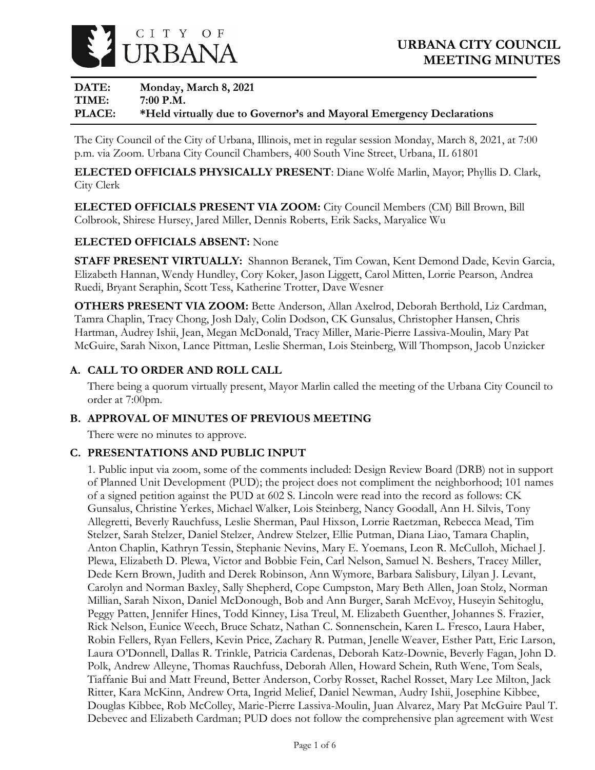CITY OF URBANA

# URBANA CITY COUNCIL MEETING MINUTES

**DATE:** Monday, March 8, 2021
**TIME:** 7:00 P.M.
**PLACE:** *Held virtually due to Governor's and Mayoral Emergency Declarations

The City Council of the City of Urbana, Illinois, met in regular session Monday, March 8, 2021, at 7:00 p.m. via Zoom. Urbana City Council Chambers, 400 South Vine Street, Urbana, IL 61801

**ELECTED OFFICIALS PHYSICALLY PRESENT**: Diane Wolfe Marlin, Mayor; Phyllis D. Clark, City Clerk

**ELECTED OFFICIALS PRESENT VIA ZOOM:** City Council Members (CM) Bill Brown, Bill Colbrook, Shirese Hursey, Jared Miller, Dennis Roberts, Erik Sacks, Maryalice Wu

**ELECTED OFFICIALS ABSENT:** None

**STAFF PRESENT VIRTUALLY:** Shannon Beranek, Tim Cowan, Kent Demond Dade, Kevin Garcia, Elizabeth Hannan, Wendy Hundley, Cory Koker, Jason Liggett, Carol Mitten, Lorrie Pearson, Andrea Ruedi, Bryant Seraphin, Scott Tess, Katherine Trotter, Dave Wesner

**OTHERS PRESENT VIA ZOOM:** Bette Anderson, Allan Axelrod, Deborah Berthold, Liz Cardman, Tamra Chaplin, Tracy Chong, Josh Daly, Colin Dodson, CK Gunsalus, Christopher Hansen, Chris Hartman, Audrey Ishii, Jean, Megan McDonald, Tracy Miller, Marie-Pierre Lassiva-Moulin, Mary Pat McGuire, Sarah Nixon, Lance Pittman, Leslie Sherman, Lois Steinberg, Will Thompson, Jacob Unzicker

## A. CALL TO ORDER AND ROLL CALL

There being a quorum virtually present, Mayor Marlin called the meeting of the Urbana City Council to order at 7:00pm.

## B. APPROVAL OF MINUTES OF PREVIOUS MEETING

There were no minutes to approve.

## C. PRESENTATIONS AND PUBLIC INPUT

1. Public input via zoom, some of the comments included: Design Review Board (DRB) not in support of Planned Unit Development (PUD); the project does not compliment the neighborhood; 101 names of a signed petition against the PUD at 602 S. Lincoln were read into the record as follows: CK Gunsalus, Christine Yerkes, Michael Walker, Lois Steinberg, Nancy Goodall, Ann H. Silvis, Tony Allegretti, Beverly Rauchfuss, Leslie Sherman, Paul Hixson, Lorrie Raetzman, Rebecca Mead, Tim Stelzer, Sarah Stelzer, Daniel Stelzer, Andrew Stelzer, Ellie Putman, Diana Liao, Tamara Chaplin, Anton Chaplin, Kathryn Tessin, Stephanie Nevins, Mary E. Yoemans, Leon R. McCulloh, Michael J. Plewa, Elizabeth D. Plewa, Victor and Bobbie Fein, Carl Nelson, Samuel N. Beshers, Tracey Miller, Dede Kern Brown, Judith and Derek Robinson, Ann Wymore, Barbara Salisbury, Lilyan J. Levant, Carolyn and Norman Baxley, Sally Shepherd, Cope Cumpston, Mary Beth Allen, Joan Stolz, Norman Millian, Sarah Nixon, Daniel McDonough, Bob and Ann Burger, Sarah McEvoy, Huseyin Sehitoglu, Peggy Patten, Jennifer Hines, Todd Kinney, Lisa Treul, M. Elizabeth Guenther, Johannes S. Frazier, Rick Nelson, Eunice Weech, Bruce Schatz, Nathan C. Sonnenschein, Karen L. Fresco, Laura Haber, Robin Fellers, Ryan Fellers, Kevin Price, Zachary R. Putman, Jenelle Weaver, Esther Patt, Eric Larson, Laura O'Donnell, Dallas R. Trinkle, Patricia Cardenas, Deborah Katz-Downie, Beverly Fagan, John D. Polk, Andrew Alleyne, Thomas Rauchfuss, Deborah Allen, Howard Schein, Ruth Wene, Tom Seals, Tiaffanie Bui and Matt Freund, Better Anderson, Corby Rosset, Rachel Rosset, Mary Lee Milton, Jack Ritter, Kara McKinn, Andrew Orta, Ingrid Melief, Daniel Newman, Audry Ishii, Josephine Kibbee, Douglas Kibbee, Rob McColley, Marie-Pierre Lassiva-Moulin, Juan Alvarez, Mary Pat McGuire Paul T. Debevec and Elizabeth Cardman; PUD does not follow the comprehensive plan agreement with West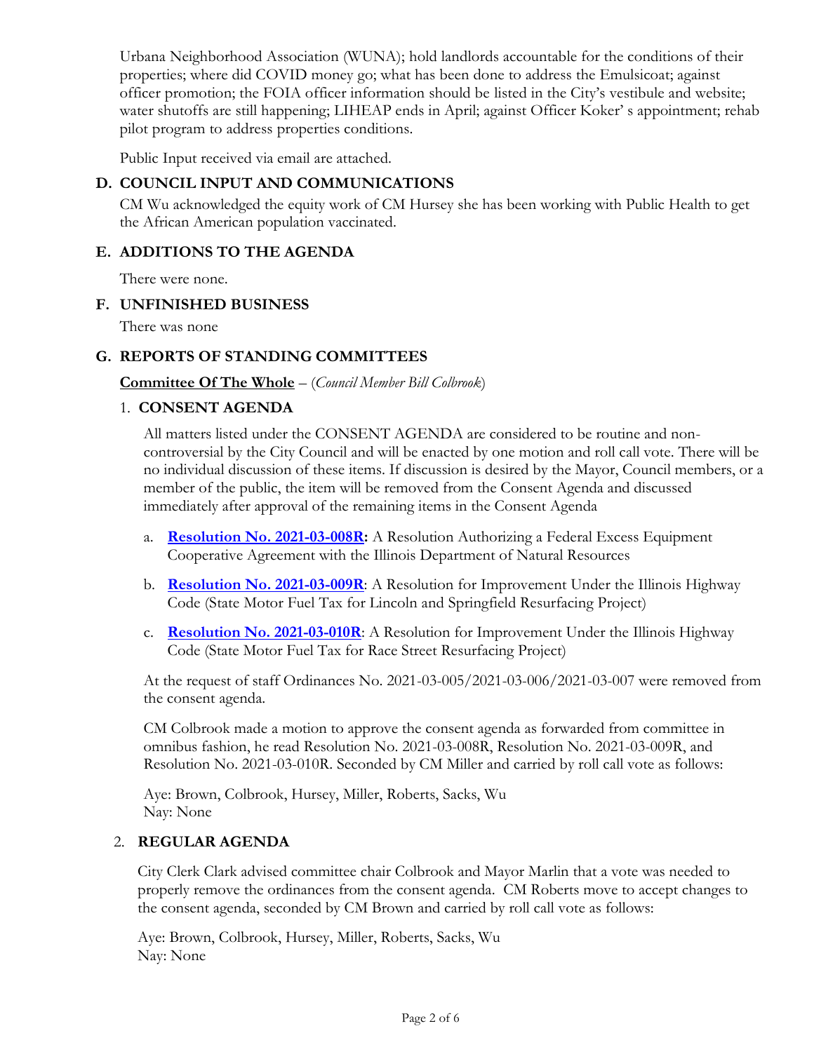Urbana Neighborhood Association (WUNA); hold landlords accountable for the conditions of their properties; where did COVID money go; what has been done to address the Emulsicoat; against officer promotion; the FOIA officer information should be listed in the City's vestibule and website; water shutoffs are still happening; LIHEAP ends in April; against Officer Koker' s appointment; rehab pilot program to address properties conditions.

Public Input received via email are attached.

## D. COUNCIL INPUT AND COMMUNICATIONS

CM Wu acknowledged the equity work of CM Hursey she has been working with Public Health to get the African American population vaccinated.

## E. ADDITIONS TO THE AGENDA

There were none.

## F. UNFINISHED BUSINESS

There was none

## G. REPORTS OF STANDING COMMITTEES

**Committee Of The Whole** – (*Council Member Bill Colbrook*)

### 1. CONSENT AGENDA

All matters listed under the CONSENT AGENDA are considered to be routine and non-controversial by the City Council and will be enacted by one motion and roll call vote. There will be no individual discussion of these items. If discussion is desired by the Mayor, Council members, or a member of the public, the item will be removed from the Consent Agenda and discussed immediately after approval of the remaining items in the Consent Agenda

a. **Resolution No. 2021-03-008R:** A Resolution Authorizing a Federal Excess Equipment Cooperative Agreement with the Illinois Department of Natural Resources

b. **Resolution No. 2021-03-009R**: A Resolution for Improvement Under the Illinois Highway Code (State Motor Fuel Tax for Lincoln and Springfield Resurfacing Project)

c. **Resolution No. 2021-03-010R**: A Resolution for Improvement Under the Illinois Highway Code (State Motor Fuel Tax for Race Street Resurfacing Project)

At the request of staff Ordinances No. 2021-03-005/2021-03-006/2021-03-007 were removed from the consent agenda.

CM Colbrook made a motion to approve the consent agenda as forwarded from committee in omnibus fashion, he read Resolution No. 2021-03-008R, Resolution No. 2021-03-009R, and Resolution No. 2021-03-010R. Seconded by CM Miller and carried by roll call vote as follows:

Aye: Brown, Colbrook, Hursey, Miller, Roberts, Sacks, Wu
Nay: None

### 2. REGULAR AGENDA

City Clerk Clark advised committee chair Colbrook and Mayor Marlin that a vote was needed to properly remove the ordinances from the consent agenda. CM Roberts move to accept changes to the consent agenda, seconded by CM Brown and carried by roll call vote as follows:

Aye: Brown, Colbrook, Hursey, Miller, Roberts, Sacks, Wu
Nay: None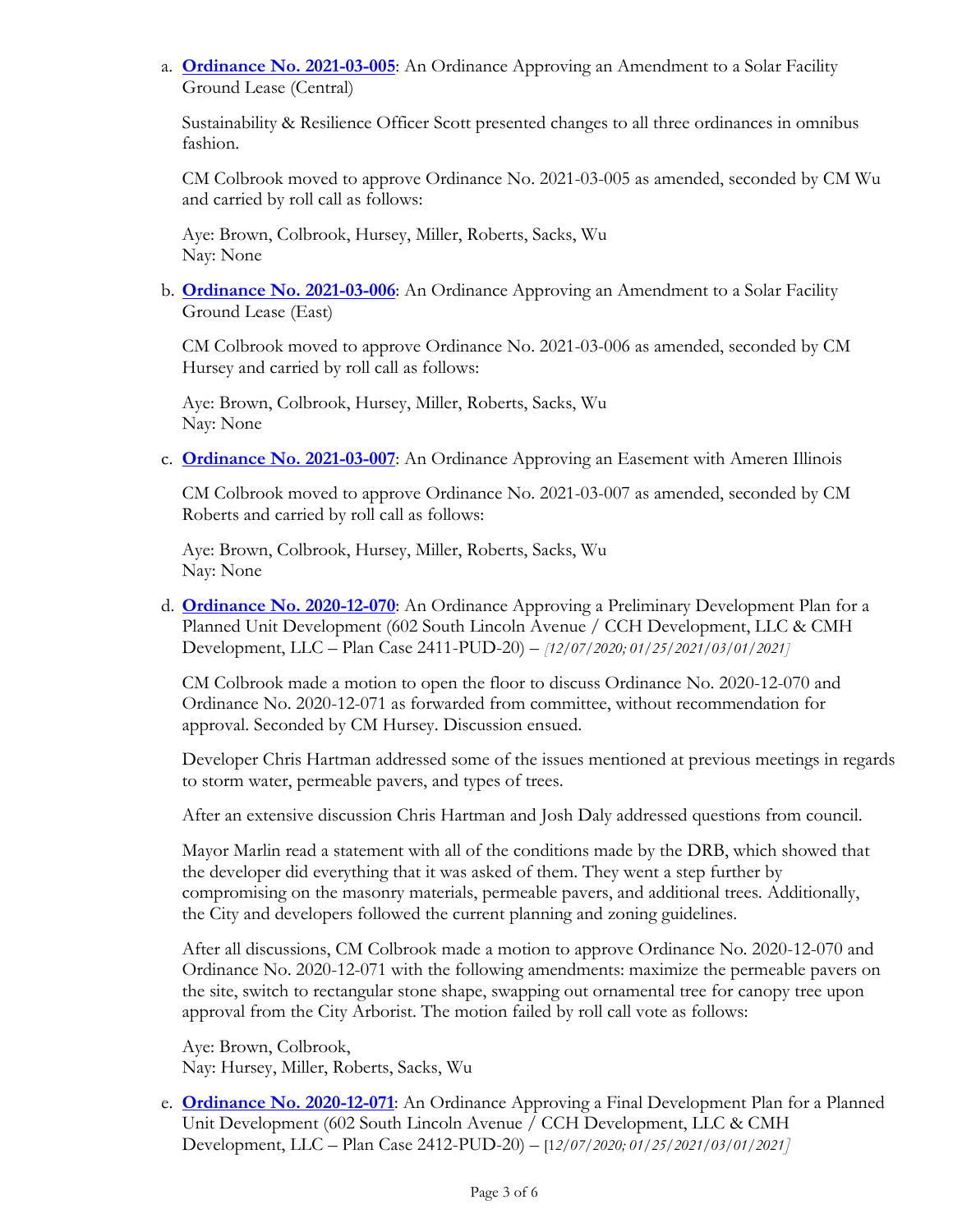a. **Ordinance No. 2021-03-005**: An Ordinance Approving an Amendment to a Solar Facility Ground Lease (Central)

   Sustainability & Resilience Officer Scott presented changes to all three ordinances in omnibus fashion.

   CM Colbrook moved to approve Ordinance No. 2021-03-005 as amended, seconded by CM Wu and carried by roll call as follows:

   Aye: Brown, Colbrook, Hursey, Miller, Roberts, Sacks, Wu
   Nay: None

b. **Ordinance No. 2021-03-006**: An Ordinance Approving an Amendment to a Solar Facility Ground Lease (East)

   CM Colbrook moved to approve Ordinance No. 2021-03-006 as amended, seconded by CM Hursey and carried by roll call as follows:

   Aye: Brown, Colbrook, Hursey, Miller, Roberts, Sacks, Wu
   Nay: None

c. **Ordinance No. 2021-03-007**: An Ordinance Approving an Easement with Ameren Illinois

   CM Colbrook moved to approve Ordinance No. 2021-03-007 as amended, seconded by CM Roberts and carried by roll call as follows:

   Aye: Brown, Colbrook, Hursey, Miller, Roberts, Sacks, Wu
   Nay: None

d. **Ordinance No. 2020-12-070**: An Ordinance Approving a Preliminary Development Plan for a Planned Unit Development (602 South Lincoln Avenue / CCH Development, LLC & CMH Development, LLC – Plan Case 2411-PUD-20) – *[12/07/2020; 01/25/2021/03/01/2021]*

   CM Colbrook made a motion to open the floor to discuss Ordinance No. 2020-12-070 and Ordinance No. 2020-12-071 as forwarded from committee, without recommendation for approval. Seconded by CM Hursey. Discussion ensued.

   Developer Chris Hartman addressed some of the issues mentioned at previous meetings in regards to storm water, permeable pavers, and types of trees.

   After an extensive discussion Chris Hartman and Josh Daly addressed questions from council.

   Mayor Marlin read a statement with all of the conditions made by the DRB, which showed that the developer did everything that it was asked of them. They went a step further by compromising on the masonry materials, permeable pavers, and additional trees. Additionally, the City and developers followed the current planning and zoning guidelines.

   After all discussions, CM Colbrook made a motion to approve Ordinance No. 2020-12-070 and Ordinance No. 2020-12-071 with the following amendments: maximize the permeable pavers on the site, switch to rectangular stone shape, swapping out ornamental tree for canopy tree upon approval from the City Arborist. The motion failed by roll call vote as follows:

   Aye: Brown, Colbrook,
   Nay: Hursey, Miller, Roberts, Sacks, Wu

e. **Ordinance No. 2020-12-071**: An Ordinance Approving a Final Development Plan for a Planned Unit Development (602 South Lincoln Avenue / CCH Development, LLC & CMH Development, LLC – Plan Case 2412-PUD-20) – [1*2/07/2020; 01/25/2021/03/01/2021]*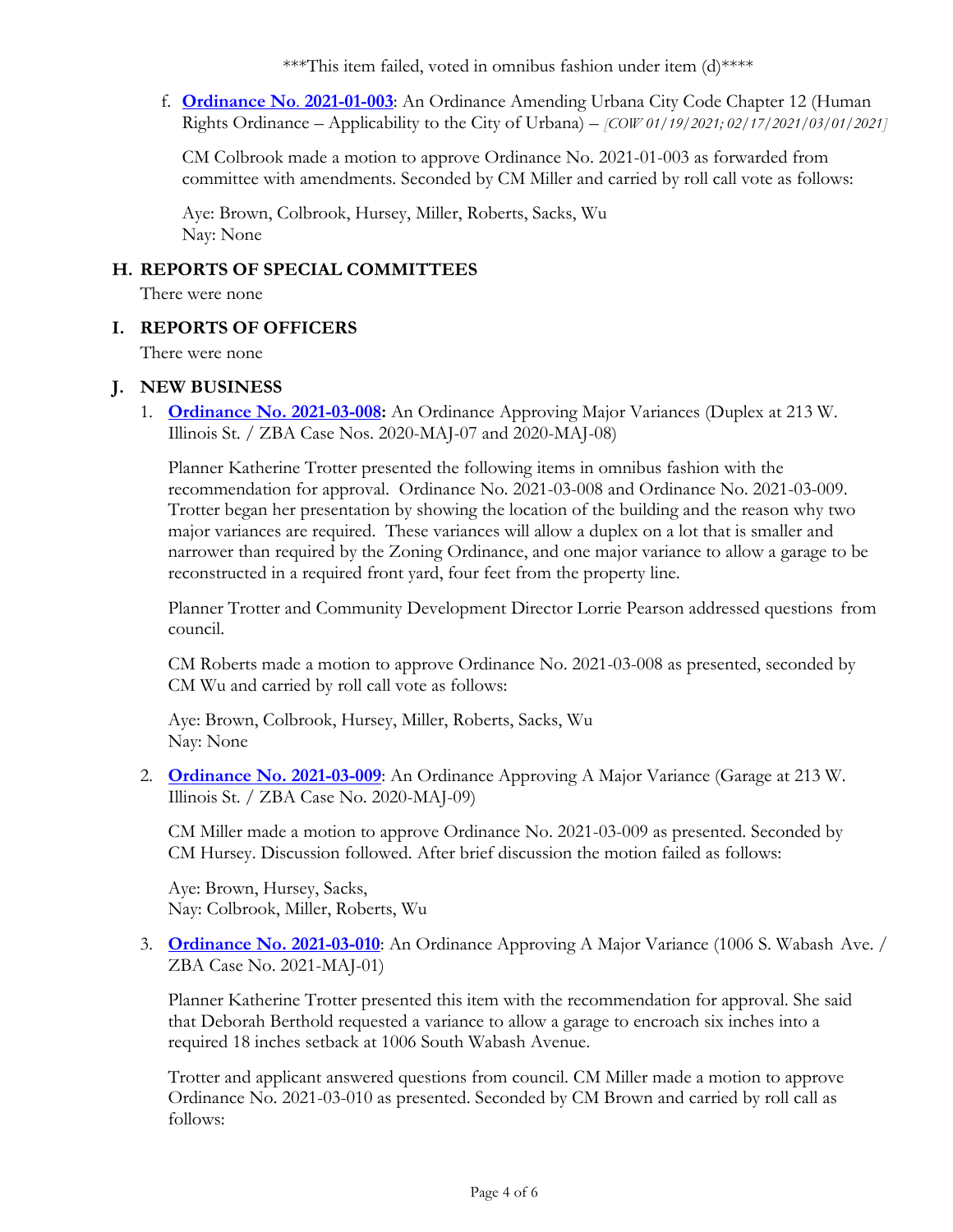***This item failed, voted in omnibus fashion under item (d)****

f. **Ordinance No. 2021-01-003**: An Ordinance Amending Urbana City Code Chapter 12 (Human Rights Ordinance – Applicability to the City of Urbana) – *[COW 01/19/2021; 02/17/2021/03/01/2021]*

   CM Colbrook made a motion to approve Ordinance No. 2021-01-003 as forwarded from committee with amendments. Seconded by CM Miller and carried by roll call vote as follows:

   Aye: Brown, Colbrook, Hursey, Miller, Roberts, Sacks, Wu
   Nay: None

## H. REPORTS OF SPECIAL COMMITTEES

There were none

## I. REPORTS OF OFFICERS

There were none

## J. NEW BUSINESS

1. **Ordinance No. 2021-03-008:** An Ordinance Approving Major Variances (Duplex at 213 W. Illinois St. / ZBA Case Nos. 2020-MAJ-07 and 2020-MAJ-08)

   Planner Katherine Trotter presented the following items in omnibus fashion with the recommendation for approval. Ordinance No. 2021-03-008 and Ordinance No. 2021-03-009. Trotter began her presentation by showing the location of the building and the reason why two major variances are required. These variances will allow a duplex on a lot that is smaller and narrower than required by the Zoning Ordinance, and one major variance to allow a garage to be reconstructed in a required front yard, four feet from the property line.

   Planner Trotter and Community Development Director Lorrie Pearson addressed questions from council.

   CM Roberts made a motion to approve Ordinance No. 2021-03-008 as presented, seconded by CM Wu and carried by roll call vote as follows:

   Aye: Brown, Colbrook, Hursey, Miller, Roberts, Sacks, Wu
   Nay: None

2. **Ordinance No. 2021-03-009**: An Ordinance Approving A Major Variance (Garage at 213 W. Illinois St. / ZBA Case No. 2020-MAJ-09)

   CM Miller made a motion to approve Ordinance No. 2021-03-009 as presented. Seconded by CM Hursey. Discussion followed. After brief discussion the motion failed as follows:

   Aye: Brown, Hursey, Sacks,
   Nay: Colbrook, Miller, Roberts, Wu

3. **Ordinance No. 2021-03-010**: An Ordinance Approving A Major Variance (1006 S. Wabash Ave. / ZBA Case No. 2021-MAJ-01)

   Planner Katherine Trotter presented this item with the recommendation for approval. She said that Deborah Berthold requested a variance to allow a garage to encroach six inches into a required 18 inches setback at 1006 South Wabash Avenue.

   Trotter and applicant answered questions from council. CM Miller made a motion to approve Ordinance No. 2021-03-010 as presented. Seconded by CM Brown and carried by roll call as follows: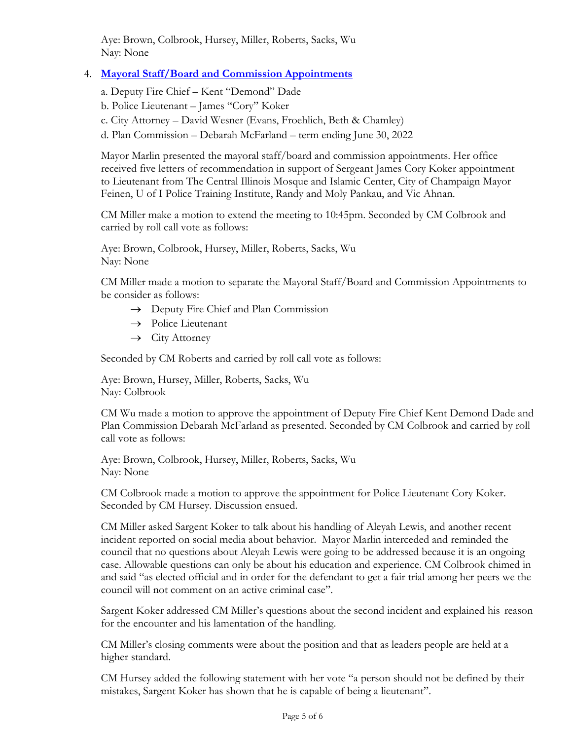Aye: Brown, Colbrook, Hursey, Miller, Roberts, Sacks, Wu
Nay: None

4. **Mayoral Staff/Board and Commission Appointments**

   a. Deputy Fire Chief – Kent “Demond” Dade

   b. Police Lieutenant – James “Cory” Koker

   c. City Attorney – David Wesner (Evans, Froehlich, Beth & Chamley)

   d. Plan Commission – Debarah McFarland – term ending June 30, 2022

Mayor Marlin presented the mayoral staff/board and commission appointments. Her office received five letters of recommendation in support of Sergeant James Cory Koker appointment to Lieutenant from The Central Illinois Mosque and Islamic Center, City of Champaign Mayor Feinen, U of I Police Training Institute, Randy and Moly Pankau, and Vic Ahnan.

CM Miller make a motion to extend the meeting to 10:45pm. Seconded by CM Colbrook and carried by roll call vote as follows:

Aye: Brown, Colbrook, Hursey, Miller, Roberts, Sacks, Wu
Nay: None

CM Miller made a motion to separate the Mayoral Staff/Board and Commission Appointments to be consider as follows:

→ Deputy Fire Chief and Plan Commission
→ Police Lieutenant
→ City Attorney

Seconded by CM Roberts and carried by roll call vote as follows:

Aye: Brown, Hursey, Miller, Roberts, Sacks, Wu
Nay: Colbrook

CM Wu made a motion to approve the appointment of Deputy Fire Chief Kent Demond Dade and Plan Commission Debarah McFarland as presented. Seconded by CM Colbrook and carried by roll call vote as follows:

Aye: Brown, Colbrook, Hursey, Miller, Roberts, Sacks, Wu
Nay: None

CM Colbrook made a motion to approve the appointment for Police Lieutenant Cory Koker. Seconded by CM Hursey. Discussion ensued.

CM Miller asked Sargent Koker to talk about his handling of Aleyah Lewis, and another recent incident reported on social media about behavior. Mayor Marlin interceded and reminded the council that no questions about Aleyah Lewis were going to be addressed because it is an ongoing case. Allowable questions can only be about his education and experience. CM Colbrook chimed in and said “as elected official and in order for the defendant to get a fair trial among her peers we the council will not comment on an active criminal case”.

Sargent Koker addressed CM Miller’s questions about the second incident and explained his reason for the encounter and his lamentation of the handling.

CM Miller’s closing comments were about the position and that as leaders people are held at a higher standard.

CM Hursey added the following statement with her vote “a person should not be defined by their mistakes, Sargent Koker has shown that he is capable of being a lieutenant”.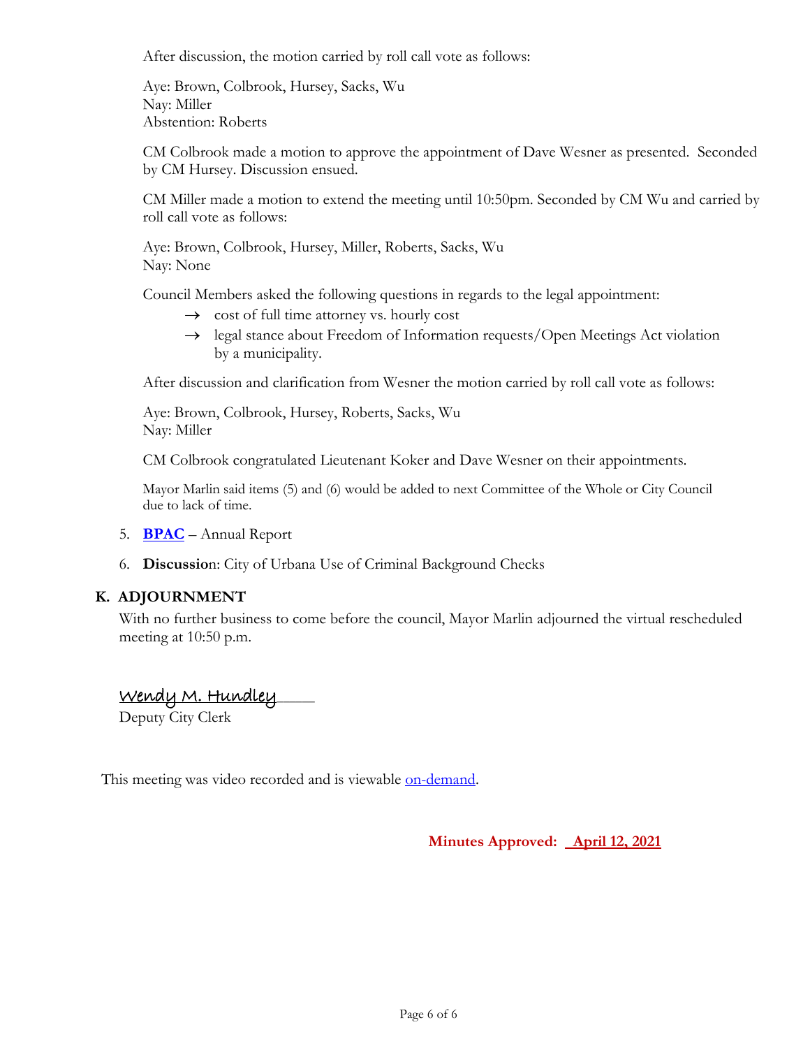After discussion, the motion carried by roll call vote as follows:

Aye: Brown, Colbrook, Hursey, Sacks, Wu
Nay: Miller
Abstention: Roberts

CM Colbrook made a motion to approve the appointment of Dave Wesner as presented. Seconded by CM Hursey. Discussion ensued.

CM Miller made a motion to extend the meeting until 10:50pm. Seconded by CM Wu and carried by roll call vote as follows:

Aye: Brown, Colbrook, Hursey, Miller, Roberts, Sacks, Wu
Nay: None

Council Members asked the following questions in regards to the legal appointment:

- → cost of full time attorney vs. hourly cost
- → legal stance about Freedom of Information requests/Open Meetings Act violation by a municipality.

After discussion and clarification from Wesner the motion carried by roll call vote as follows:

Aye: Brown, Colbrook, Hursey, Roberts, Sacks, Wu
Nay: Miller

CM Colbrook congratulated Lieutenant Koker and Dave Wesner on their appointments.

Mayor Marlin said items (5) and (6) would be added to next Committee of the Whole or City Council due to lack of time.

5. **BPAC** – Annual Report
6. **Discussio**n: City of Urbana Use of Criminal Background Checks

## K. ADJOURNMENT

With no further business to come before the council, Mayor Marlin adjourned the virtual rescheduled meeting at 10:50 p.m.

Wendy M. Hundley
Deputy City Clerk

This meeting was video recorded and is viewable on-demand.

**Minutes Approved: April 12, 2021**